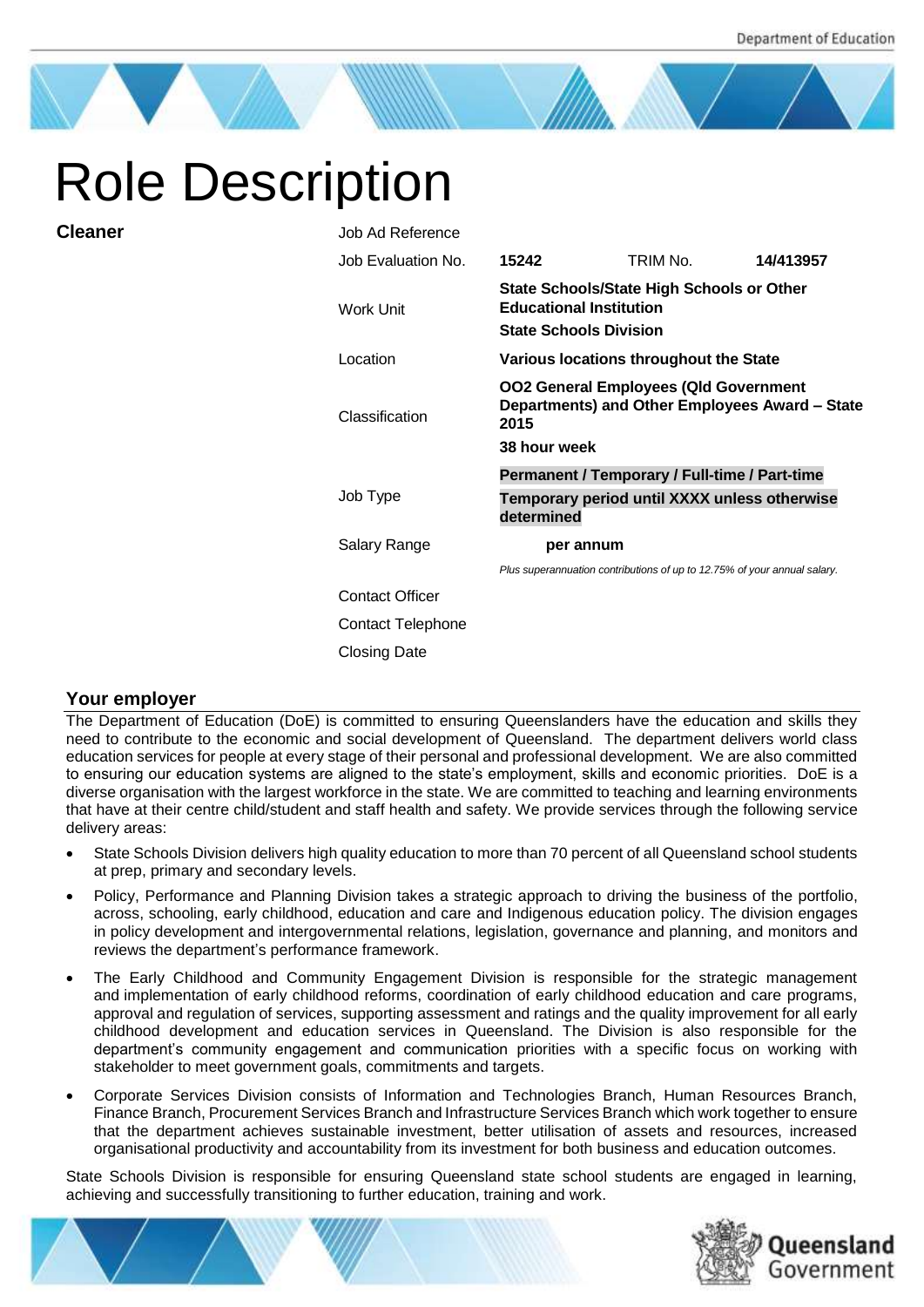# Role Description

**Cleaner**

| | | | |
|---|---|---|---|
| Job Ad Reference | | | |
| Job Evaluation No. | **15242** | TRIM No. | **14/413957** |
| Work Unit | **State Schools/State High Schools or Other Educational Institution**<br>**State Schools Division** | | |
| Location | **Various locations throughout the State** | | |
| Classification | **OO2 General Employees (Qld Government Departments) and Other Employees Award – State 2015**<br>**38 hour week** | | |
| Job Type | **Permanent / Temporary / Full-time / Part-time**<br>**Temporary period until XXXX unless otherwise determined** | | |
| Salary Range | **per annum**<br>*Plus superannuation contributions of up to 12.75% of your annual salary.* | | |
| Contact Officer | | | |
| Contact Telephone | | | |
| Closing Date | | | |

## Your employer

The Department of Education (DoE) is committed to ensuring Queenslanders have the education and skills they need to contribute to the economic and social development of Queensland. The department delivers world class education services for people at every stage of their personal and professional development. We are also committed to ensuring our education systems are aligned to the state's employment, skills and economic priorities. DoE is a diverse organisation with the largest workforce in the state. We are committed to teaching and learning environments that have at their centre child/student and staff health and safety. We provide services through the following service delivery areas:

- State Schools Division delivers high quality education to more than 70 percent of all Queensland school students at prep, primary and secondary levels.
- Policy, Performance and Planning Division takes a strategic approach to driving the business of the portfolio, across, schooling, early childhood, education and care and Indigenous education policy. The division engages in policy development and intergovernmental relations, legislation, governance and planning, and monitors and reviews the department's performance framework.
- The Early Childhood and Community Engagement Division is responsible for the strategic management and implementation of early childhood reforms, coordination of early childhood education and care programs, approval and regulation of services, supporting assessment and ratings and the quality improvement for all early childhood development and education services in Queensland. The Division is also responsible for the department's community engagement and communication priorities with a specific focus on working with stakeholder to meet government goals, commitments and targets.
- Corporate Services Division consists of Information and Technologies Branch, Human Resources Branch, Finance Branch, Procurement Services Branch and Infrastructure Services Branch which work together to ensure that the department achieves sustainable investment, better utilisation of assets and resources, increased organisational productivity and accountability from its investment for both business and education outcomes.

State Schools Division is responsible for ensuring Queensland state school students are engaged in learning, achieving and successfully transitioning to further education, training and work.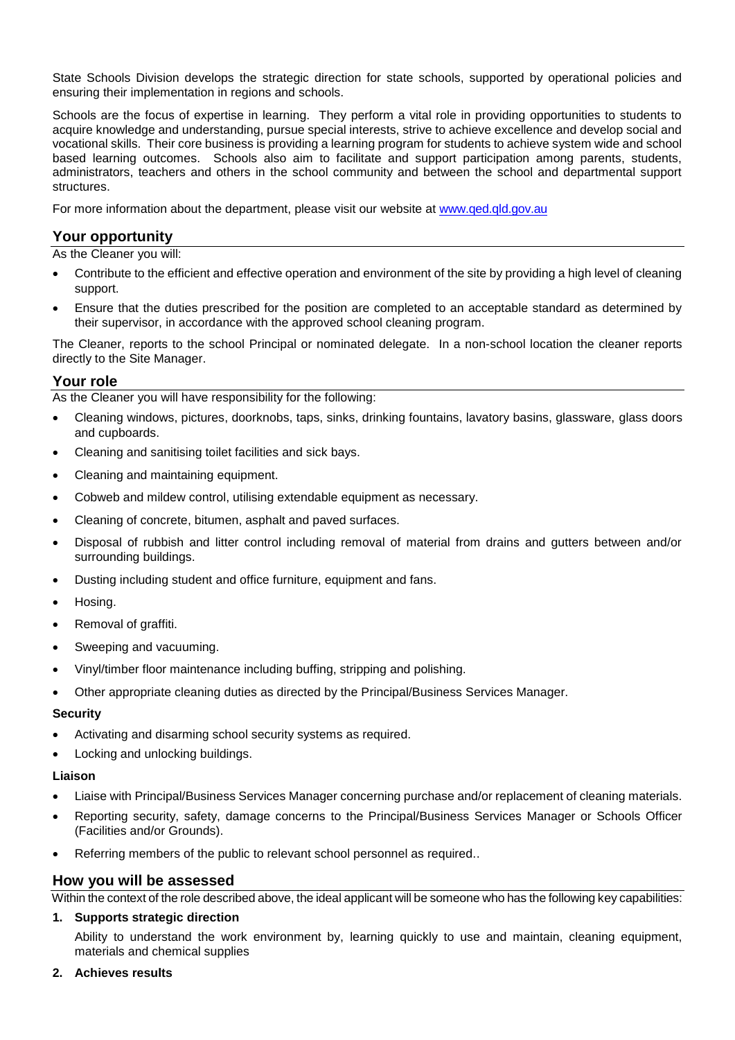State Schools Division develops the strategic direction for state schools, supported by operational policies and ensuring their implementation in regions and schools.

Schools are the focus of expertise in learning. They perform a vital role in providing opportunities to students to acquire knowledge and understanding, pursue special interests, strive to achieve excellence and develop social and vocational skills. Their core business is providing a learning program for students to achieve system wide and school based learning outcomes. Schools also aim to facilitate and support participation among parents, students, administrators, teachers and others in the school community and between the school and departmental support structures.

For more information about the department, please visit our website at [www.qed.qld.gov.au](http://www.qed.qld.gov.au)

## Your opportunity

As the Cleaner you will:

- Contribute to the efficient and effective operation and environment of the site by providing a high level of cleaning support.
- Ensure that the duties prescribed for the position are completed to an acceptable standard as determined by their supervisor, in accordance with the approved school cleaning program.

The Cleaner, reports to the school Principal or nominated delegate. In a non-school location the cleaner reports directly to the Site Manager.

## Your role

As the Cleaner you will have responsibility for the following:

- Cleaning windows, pictures, doorknobs, taps, sinks, drinking fountains, lavatory basins, glassware, glass doors and cupboards.
- Cleaning and sanitising toilet facilities and sick bays.
- Cleaning and maintaining equipment.
- Cobweb and mildew control, utilising extendable equipment as necessary.
- Cleaning of concrete, bitumen, asphalt and paved surfaces.
- Disposal of rubbish and litter control including removal of material from drains and gutters between and/or surrounding buildings.
- Dusting including student and office furniture, equipment and fans.
- Hosing.
- Removal of graffiti.
- Sweeping and vacuuming.
- Vinyl/timber floor maintenance including buffing, stripping and polishing.
- Other appropriate cleaning duties as directed by the Principal/Business Services Manager.

**Security**

- Activating and disarming school security systems as required.
- Locking and unlocking buildings.

**Liaison**

- Liaise with Principal/Business Services Manager concerning purchase and/or replacement of cleaning materials.
- Reporting security, safety, damage concerns to the Principal/Business Services Manager or Schools Officer (Facilities and/or Grounds).
- Referring members of the public to relevant school personnel as required..

## How you will be assessed

Within the context of the role described above, the ideal applicant will be someone who has the following key capabilities:

1. **Supports strategic direction**

   Ability to understand the work environment by, learning quickly to use and maintain, cleaning equipment, materials and chemical supplies

2. **Achieves results**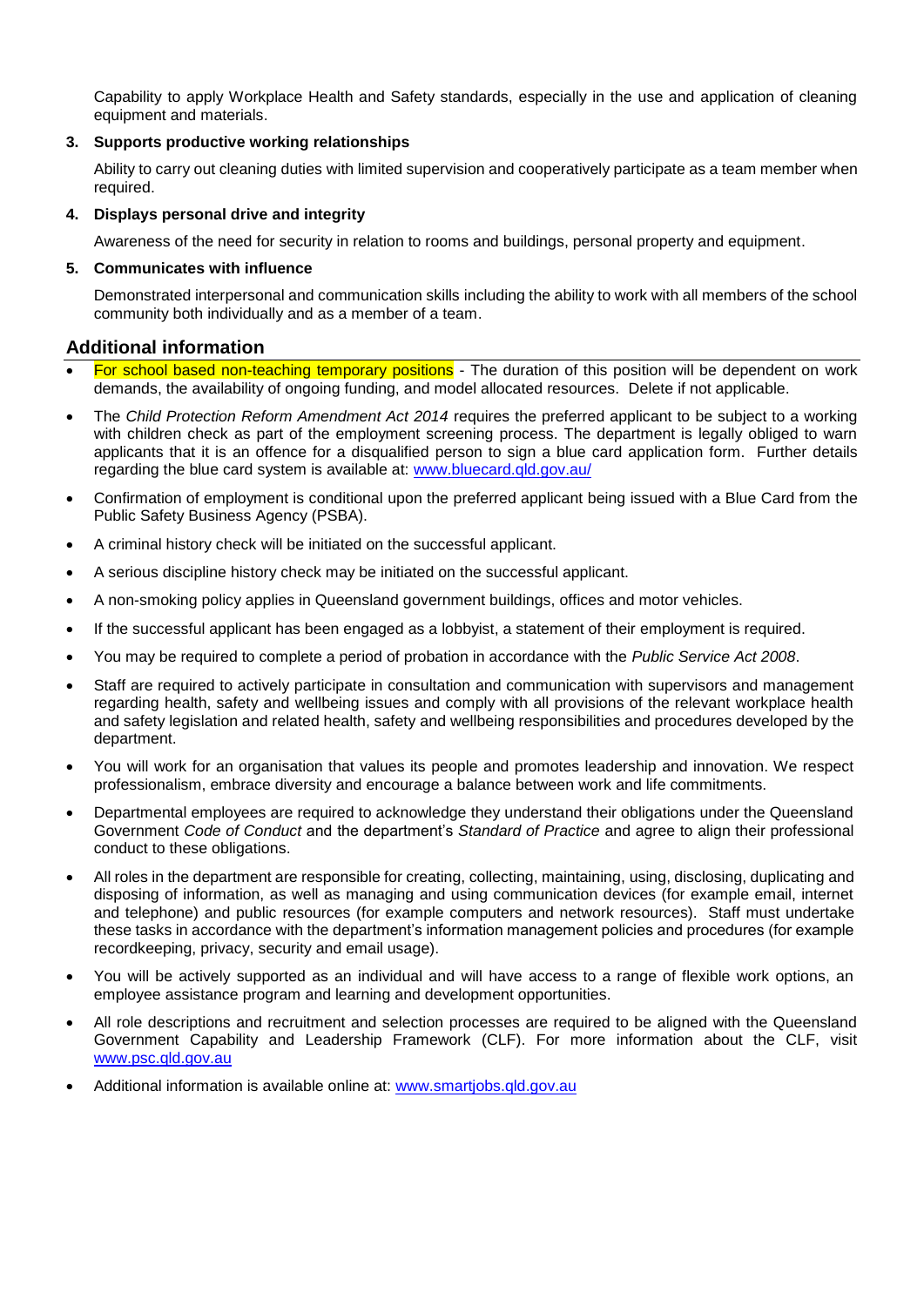Capability to apply Workplace Health and Safety standards, especially in the use and application of cleaning equipment and materials.

3. **Supports productive working relationships**

   Ability to carry out cleaning duties with limited supervision and cooperatively participate as a team member when required.

4. **Displays personal drive and integrity**

   Awareness of the need for security in relation to rooms and buildings, personal property and equipment.

5. **Communicates with influence**

   Demonstrated interpersonal and communication skills including the ability to work with all members of the school community both individually and as a member of a team.

## Additional information

- For school based non-teaching temporary positions - The duration of this position will be dependent on work demands, the availability of ongoing funding, and model allocated resources. Delete if not applicable.
- The *Child Protection Reform Amendment Act 2014* requires the preferred applicant to be subject to a working with children check as part of the employment screening process. The department is legally obliged to warn applicants that it is an offence for a disqualified person to sign a blue card application form. Further details regarding the blue card system is available at: www.bluecard.qld.gov.au/
- Confirmation of employment is conditional upon the preferred applicant being issued with a Blue Card from the Public Safety Business Agency (PSBA).
- A criminal history check will be initiated on the successful applicant.
- A serious discipline history check may be initiated on the successful applicant.
- A non-smoking policy applies in Queensland government buildings, offices and motor vehicles.
- If the successful applicant has been engaged as a lobbyist, a statement of their employment is required.
- You may be required to complete a period of probation in accordance with the *Public Service Act 2008*.
- Staff are required to actively participate in consultation and communication with supervisors and management regarding health, safety and wellbeing issues and comply with all provisions of the relevant workplace health and safety legislation and related health, safety and wellbeing responsibilities and procedures developed by the department.
- You will work for an organisation that values its people and promotes leadership and innovation. We respect professionalism, embrace diversity and encourage a balance between work and life commitments.
- Departmental employees are required to acknowledge they understand their obligations under the Queensland Government *Code of Conduct* and the department's *Standard of Practice* and agree to align their professional conduct to these obligations.
- All roles in the department are responsible for creating, collecting, maintaining, using, disclosing, duplicating and disposing of information, as well as managing and using communication devices (for example email, internet and telephone) and public resources (for example computers and network resources). Staff must undertake these tasks in accordance with the department's information management policies and procedures (for example recordkeeping, privacy, security and email usage).
- You will be actively supported as an individual and will have access to a range of flexible work options, an employee assistance program and learning and development opportunities.
- All role descriptions and recruitment and selection processes are required to be aligned with the Queensland Government Capability and Leadership Framework (CLF). For more information about the CLF, visit www.psc.qld.gov.au
- Additional information is available online at: www.smartjobs.qld.gov.au